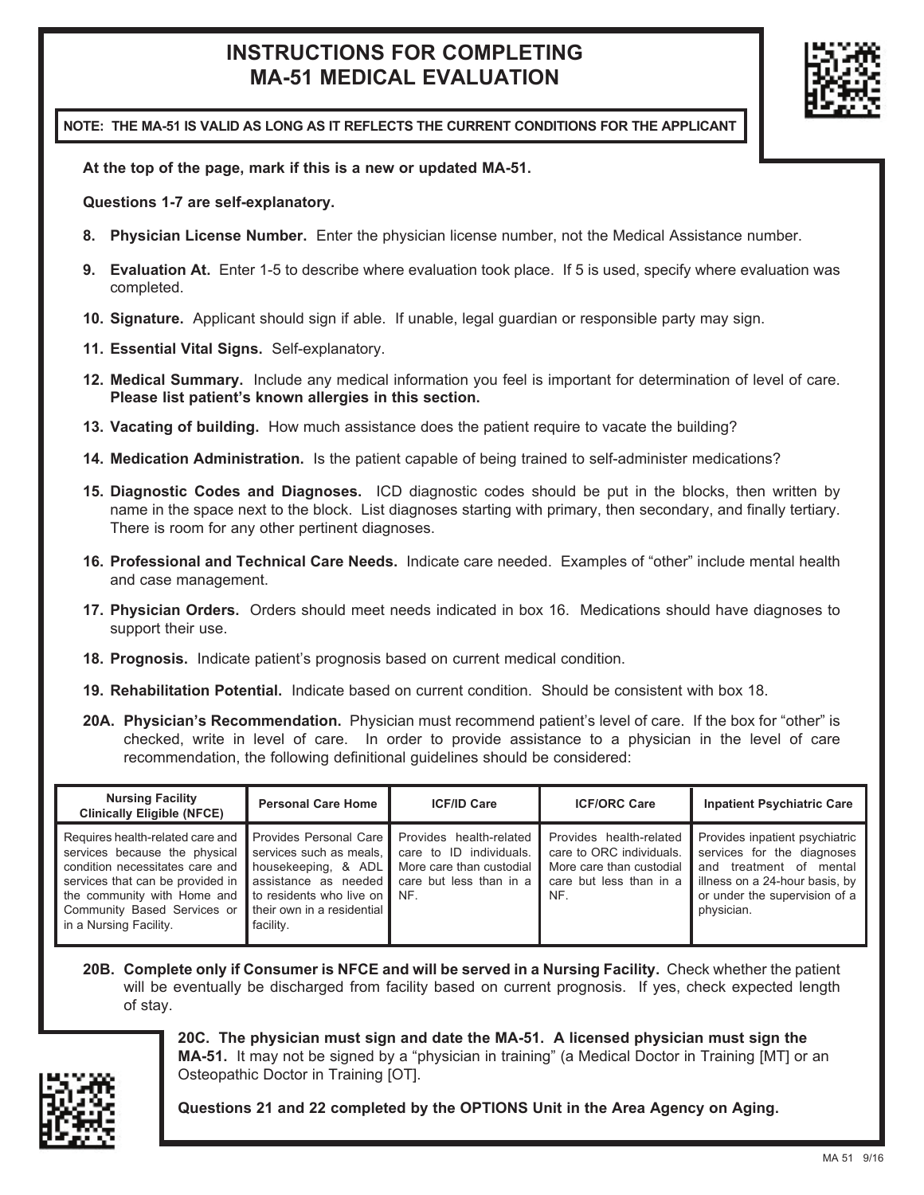# INSTRUCTIONS FOR COMPLETING MA-51 MEDICAL EVALUATION

**NOTE: THE MA-51 IS VALID AS LONG AS IT REFLECTS THE CURRENT CONDITIONS FOR THE APPLICANT**

**At the top of the page, mark if this is a new or updated MA-51.**

**Questions 1-7 are self-explanatory.**

8. **Physician License Number.** Enter the physician license number, not the Medical Assistance number.

9. **Evaluation At.** Enter 1-5 to describe where evaluation took place. If 5 is used, specify where evaluation was completed.

10. **Signature.** Applicant should sign if able. If unable, legal guardian or responsible party may sign.

11. **Essential Vital Signs.** Self-explanatory.

12. **Medical Summary.** Include any medical information you feel is important for determination of level of care. **Please list patient's known allergies in this section.**

13. **Vacating of building.** How much assistance does the patient require to vacate the building?

14. **Medication Administration.** Is the patient capable of being trained to self-administer medications?

15. **Diagnostic Codes and Diagnoses.** ICD diagnostic codes should be put in the blocks, then written by name in the space next to the block. List diagnoses starting with primary, then secondary, and finally tertiary. There is room for any other pertinent diagnoses.

16. **Professional and Technical Care Needs.** Indicate care needed. Examples of "other" include mental health and case management.

17. **Physician Orders.** Orders should meet needs indicated in box 16. Medications should have diagnoses to support their use.

18. **Prognosis.** Indicate patient's prognosis based on current medical condition.

19. **Rehabilitation Potential.** Indicate based on current condition. Should be consistent with box 18.

**20A. Physician's Recommendation.** Physician must recommend patient's level of care. If the box for "other" is checked, write in level of care. In order to provide assistance to a physician in the level of care recommendation, the following definitional guidelines should be considered:

| Nursing Facility Clinically Eligible (NFCE) | Personal Care Home | ICF/ID Care | ICF/ORC Care | Inpatient Psychiatric Care |
|---|---|---|---|---|
| Requires health-related care and services because the physical condition necessitates care and services that can be provided in the community with Home and Community Based Services or in a Nursing Facility. | Provides Personal Care services such as meals, housekeeping, & ADL assistance as needed to residents who live on their own in a residential facility. | Provides health-related care to ID individuals. More care than custodial care but less than in a NF. | Provides health-related care to ORC individuals. More care than custodial care but less than in a NF. | Provides inpatient psychiatric services for the diagnoses and treatment of mental illness on a 24-hour basis, by or under the supervision of a physician. |

**20B. Complete only if Consumer is NFCE and will be served in a Nursing Facility.** Check whether the patient will be eventually be discharged from facility based on current prognosis. If yes, check expected length of stay.

**20C. The physician must sign and date the MA-51. A licensed physician must sign the MA-51.** It may not be signed by a "physician in training" (a Medical Doctor in Training [MT] or an Osteopathic Doctor in Training [OT].

**Questions 21 and 22 completed by the OPTIONS Unit in the Area Agency on Aging.**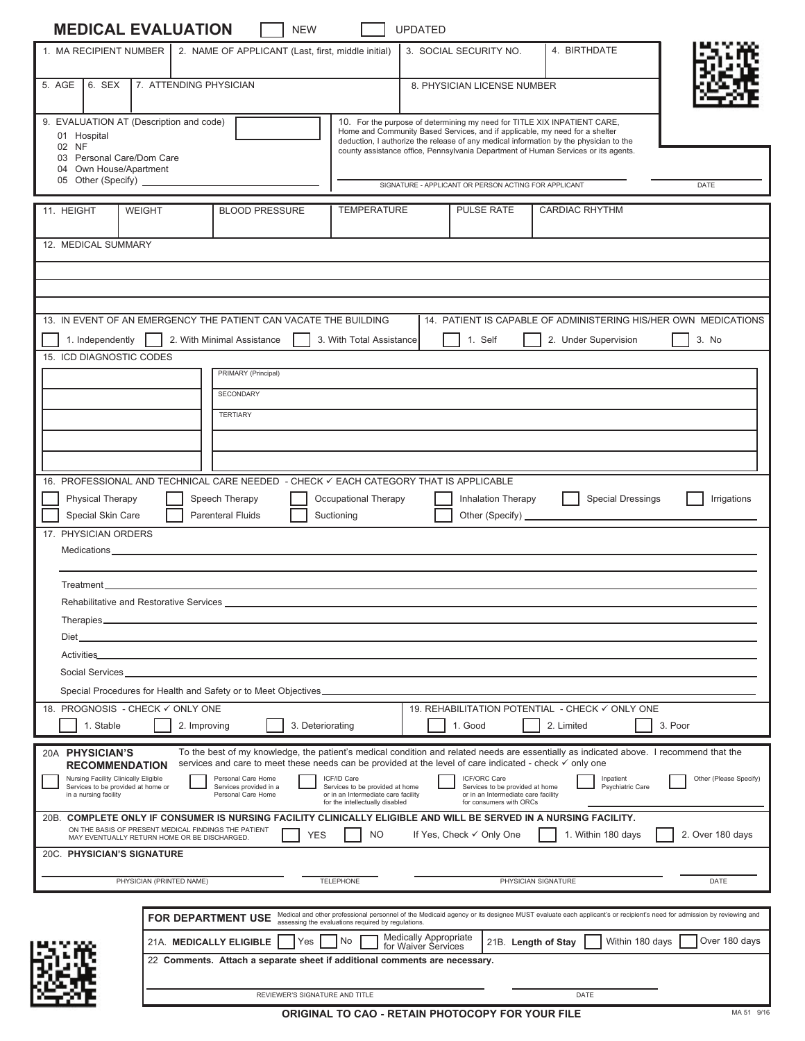# MEDICAL EVALUATION ☐ NEW ☐ UPDATED

| 1. MA RECIPIENT NUMBER | 2. NAME OF APPLICANT (Last, first, middle initial) | 3. SOCIAL SECURITY NO. | 4. BIRTHDATE |
|---|---|---|---|
| | | | |

| 5. AGE | 6. SEX | 7. ATTENDING PHYSICIAN | 8. PHYSICIAN LICENSE NUMBER |
|---|---|---|---|
| | | | |

9. EVALUATION AT (Description and code) ☐
- 01 Hospital
- 02 NF
- 03 Personal Care/Dom Care
- 04 Own House/Apartment
- 05 Other (Specify) ________________

10. For the purpose of determining my need for TITLE XIX INPATIENT CARE, Home and Community Based Services, and if applicable, my need for a shelter deduction, I authorize the release of any medical information by the physician to the county assistance office, Pennsylvania Department of Human Services or its agents.

SIGNATURE - APPLICANT OR PERSON ACTING FOR APPLICANT ________________ DATE ________

| 11. HEIGHT | WEIGHT | BLOOD PRESSURE | TEMPERATURE | PULSE RATE | CARDIAC RHYTHM |
|---|---|---|---|---|---|
| | | | | | |

12. MEDICAL SUMMARY

13. IN EVENT OF AN EMERGENCY THE PATIENT CAN VACATE THE BUILDING

☐ 1. Independently ☐ 2. With Minimal Assistance ☐ 3. With Total Assistance

14. PATIENT IS CAPABLE OF ADMINISTERING HIS/HER OWN MEDICATIONS

☐ 1. Self ☐ 2. Under Supervision ☐ 3. No

15. ICD DIAGNOSTIC CODES

| | |
|---|---|
| | PRIMARY (Principal) |
| | SECONDARY |
| | TERTIARY |
| | |
| | |

16. PROFESSIONAL AND TECHNICAL CARE NEEDED - CHECK ✓ EACH CATEGORY THAT IS APPLICABLE

☐ Physical Therapy ☐ Speech Therapy ☐ Occupational Therapy ☐ Inhalation Therapy ☐ Special Dressings ☐ Irrigations

☐ Special Skin Care ☐ Parenteral Fluids ☐ Suctioning ☐ Other (Specify) ________________

17. PHYSICIAN ORDERS

Medications ________________

Treatment ________________

Rehabilitative and Restorative Services ________________

Therapies ________________

Diet ________________

Activities ________________

Social Services ________________

Special Procedures for Health and Safety or to Meet Objectives ________________

18. PROGNOSIS - CHECK ✓ ONLY ONE

☐ 1. Stable ☐ 2. Improving ☐ 3. Deteriorating

19. REHABILITATION POTENTIAL - CHECK ✓ ONLY ONE

☐ 1. Good ☐ 2. Limited ☐ 3. Poor

**20A PHYSICIAN'S RECOMMENDATION**

To the best of my knowledge, the patient's medical condition and related needs are essentially as indicated above. I recommend that the services and care to meet these needs can be provided at the level of care indicated - check ✓ only one

☐ Nursing Facility Clinically Eligible Services to be provided at home or in a nursing facility
☐ Personal Care Home Services provided in a Personal Care Home
☐ ICF/ID Care Services to be provided at home or in an Intermediate care facility for the intellectually disabled
☐ ICF/ORC Care Services to be provided at home or in an Intermediate care facility for consumers with ORCs
☐ Inpatient Psychiatric Care
☐ Other (Please Specify) ________________

20B. **COMPLETE ONLY IF CONSUMER IS NURSING FACILITY CLINICALLY ELIGIBLE AND WILL BE SERVED IN A NURSING FACILITY.**

ON THE BASIS OF PRESENT MEDICAL FINDINGS THE PATIENT MAY EVENTUALLY RETURN HOME OR BE DISCHARGED. ☐ YES ☐ NO If Yes, Check ✓ Only One ☐ 1. Within 180 days ☐ 2. Over 180 days

20C. **PHYSICIAN'S SIGNATURE**

PHYSICIAN (PRINTED NAME) ________ TELEPHONE ________ PHYSICIAN SIGNATURE ________ DATE ________

**FOR DEPARTMENT USE** Medical and other professional personnel of the Medicaid agency or its designee MUST evaluate each applicant's or recipient's need for admission by reviewing and assessing the evaluations required by regulations.

21A. **MEDICALLY ELIGIBLE** ☐ Yes ☐ No ☐ Medically Appropriate for Waiver Services

21B. **Length of Stay** ☐ Within 180 days ☐ Over 180 days

22 **Comments. Attach a separate sheet if additional comments are necessary.**

REVIEWER'S SIGNATURE AND TITLE ________________ DATE ________

**ORIGINAL TO CAO - RETAIN PHOTOCOPY FOR YOUR FILE**

MA 51 9/16